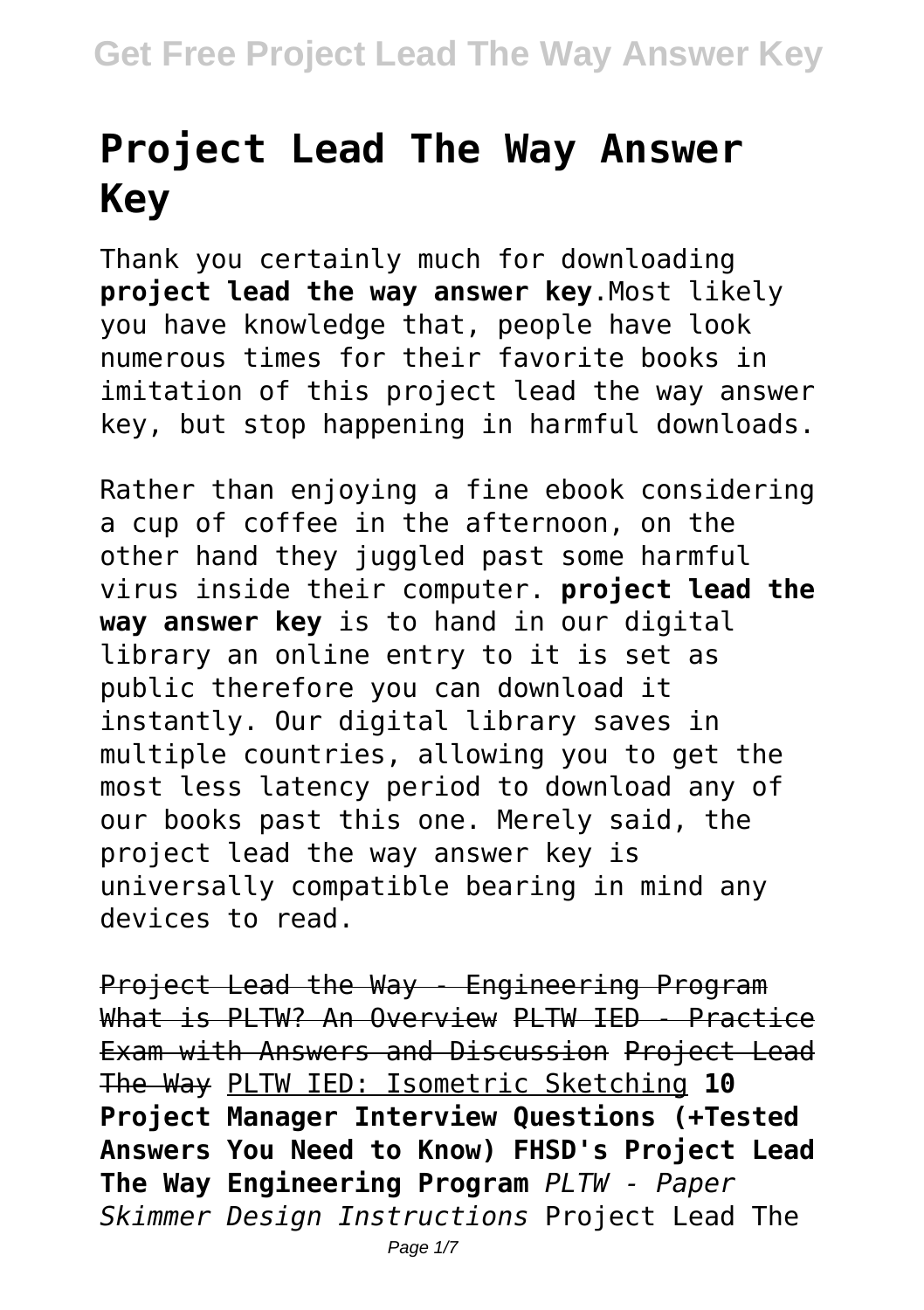# Project Lead The Way Answer Key

Thank you certainly much for downloading **project lead the way answer key**.Most likely you have knowledge that, people have look numerous times for their favorite books in imitation of this project lead the way answer key, but stop happening in harmful downloads.

Rather than enjoying a fine ebook considering a cup of coffee in the afternoon, on the other hand they juggled past some harmful virus inside their computer. **project lead the way answer key** is to hand in our digital library an online entry to it is set as public therefore you can download it instantly. Our digital library saves in multiple countries, allowing you to get the most less latency period to download any of our books past this one. Merely said, the project lead the way answer key is universally compatible bearing in mind any devices to read.

Project Lead the Way - Engineering Program What is PLTW? An Overview PLTW IED - Practice Exam with Answers and Discussion Project Lead The Way PLTW IED: Isometric Sketching **10 Project Manager Interview Questions (+Tested Answers You Need to Know) FHSD's Project Lead The Way Engineering Program** *PLTW - Paper Skimmer Design Instructions* Project Lead The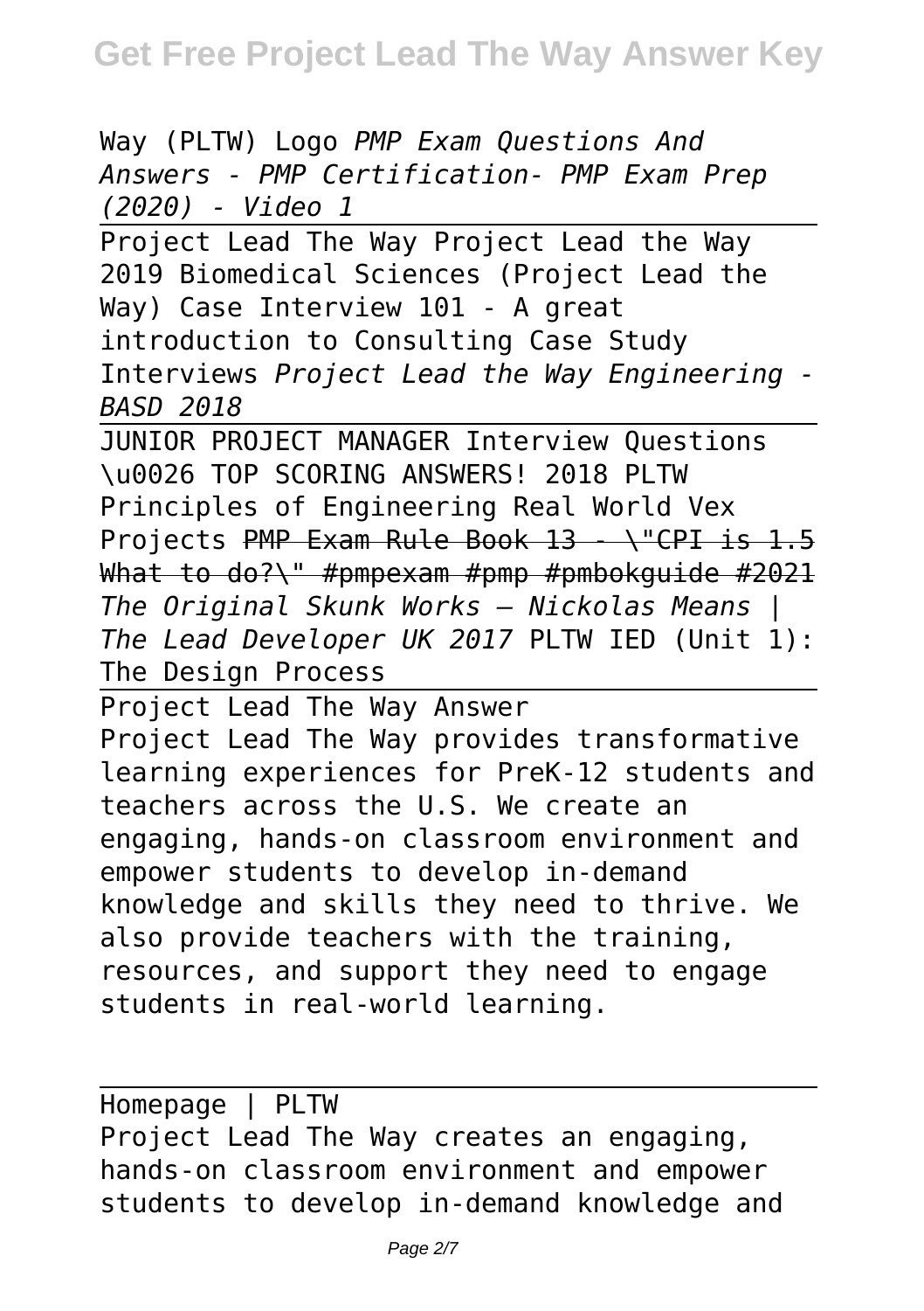Way (PLTW) Logo *PMP Exam Questions And Answers - PMP Certification- PMP Exam Prep (2020) - Video 1*

Project Lead The Way Project Lead the Way 2019 Biomedical Sciences (Project Lead the Way) Case Interview 101 - A great introduction to Consulting Case Study Interviews *Project Lead the Way Engineering - BASD 2018*

JUNIOR PROJECT MANAGER Interview Questions \u0026 TOP SCORING ANSWERS! 2018 PLTW Principles of Engineering Real World Vex Projects ~~PMP Exam Rule Book 13 - \"CPI is 1.5 What to do?\" #pmpexam #pmp #pmbokguide #2021~~ *The Original Skunk Works — Nickolas Means | The Lead Developer UK 2017* PLTW IED (Unit 1): The Design Process

Project Lead The Way Answer

Project Lead The Way provides transformative learning experiences for PreK-12 students and teachers across the U.S. We create an engaging, hands-on classroom environment and empower students to develop in-demand knowledge and skills they need to thrive. We also provide teachers with the training, resources, and support they need to engage students in real-world learning.

Homepage | PLTW

Project Lead The Way creates an engaging, hands-on classroom environment and empower students to develop in-demand knowledge and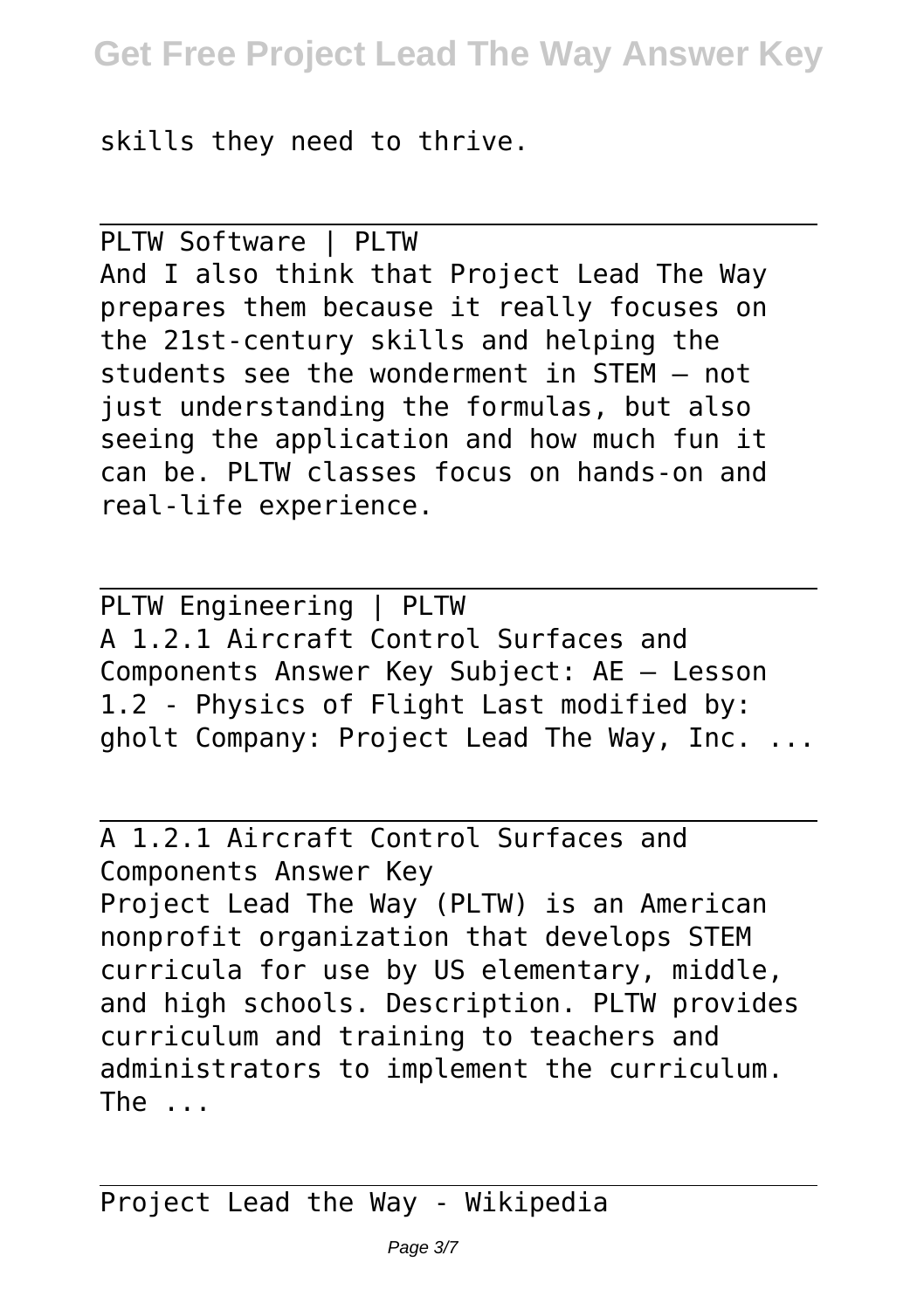skills they need to thrive.

---

PLTW Software | PLTW

And I also think that Project Lead The Way prepares them because it really focuses on the 21st-century skills and helping the students see the wonderment in STEM — not just understanding the formulas, but also seeing the application and how much fun it can be. PLTW classes focus on hands-on and real-life experience.

---

PLTW Engineering | PLTW

A 1.2.1 Aircraft Control Surfaces and Components Answer Key Subject: AE – Lesson 1.2 - Physics of Flight Last modified by: gholt Company: Project Lead The Way, Inc. ...

---

A 1.2.1 Aircraft Control Surfaces and Components Answer Key

Project Lead The Way (PLTW) is an American nonprofit organization that develops STEM curricula for use by US elementary, middle, and high schools. Description. PLTW provides curriculum and training to teachers and administrators to implement the curriculum. The ...

---

Project Lead the Way - Wikipedia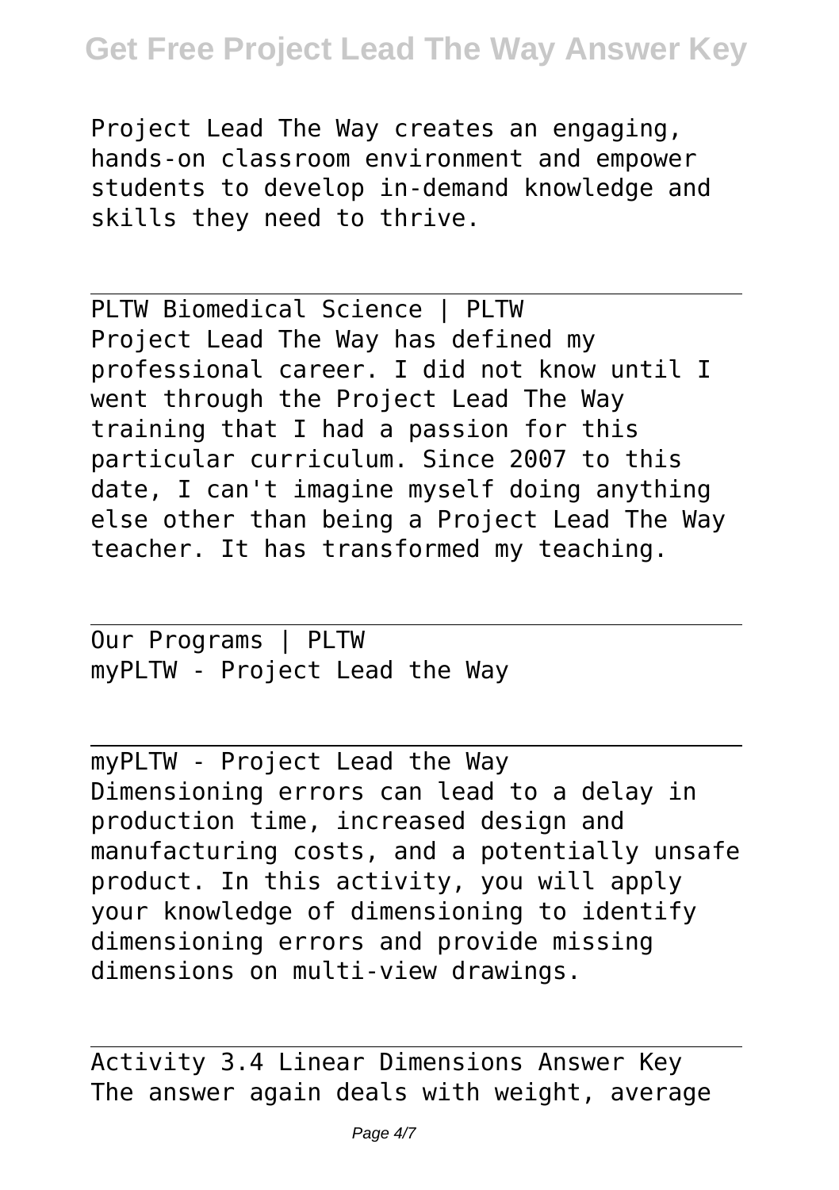Project Lead The Way creates an engaging, hands-on classroom environment and empower students to develop in-demand knowledge and skills they need to thrive.

## PLTW Biomedical Science | PLTW

Project Lead The Way has defined my professional career. I did not know until I went through the Project Lead The Way training that I had a passion for this particular curriculum. Since 2007 to this date, I can't imagine myself doing anything else other than being a Project Lead The Way teacher. It has transformed my teaching.

## Our Programs | PLTW

myPLTW - Project Lead the Way

## myPLTW - Project Lead the Way

Dimensioning errors can lead to a delay in production time, increased design and manufacturing costs, and a potentially unsafe product. In this activity, you will apply your knowledge of dimensioning to identify dimensioning errors and provide missing dimensions on multi-view drawings.

## Activity 3.4 Linear Dimensions Answer Key

The answer again deals with weight, average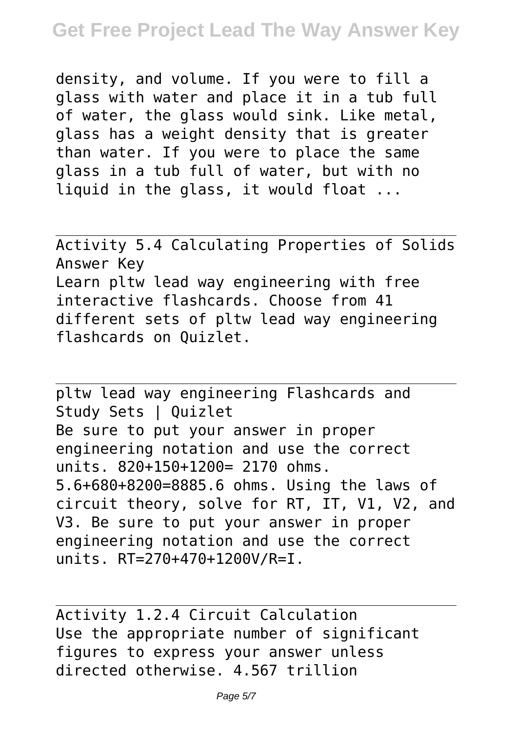density, and volume. If you were to fill a glass with water and place it in a tub full of water, the glass would sink. Like metal, glass has a weight density that is greater than water. If you were to place the same glass in a tub full of water, but with no liquid in the glass, it would float ...

Activity 5.4 Calculating Properties of Solids Answer Key

Learn pltw lead way engineering with free interactive flashcards. Choose from 41 different sets of pltw lead way engineering flashcards on Quizlet.

pltw lead way engineering Flashcards and Study Sets | Quizlet

Be sure to put your answer in proper engineering notation and use the correct units. 820+150+1200= 2170 ohms. 5.6+680+8200=8885.6 ohms. Using the laws of circuit theory, solve for RT, IT, V1, V2, and V3. Be sure to put your answer in proper engineering notation and use the correct units. RT=270+470+1200V/R=I.

Activity 1.2.4 Circuit Calculation

Use the appropriate number of significant figures to express your answer unless directed otherwise. 4.567 trillion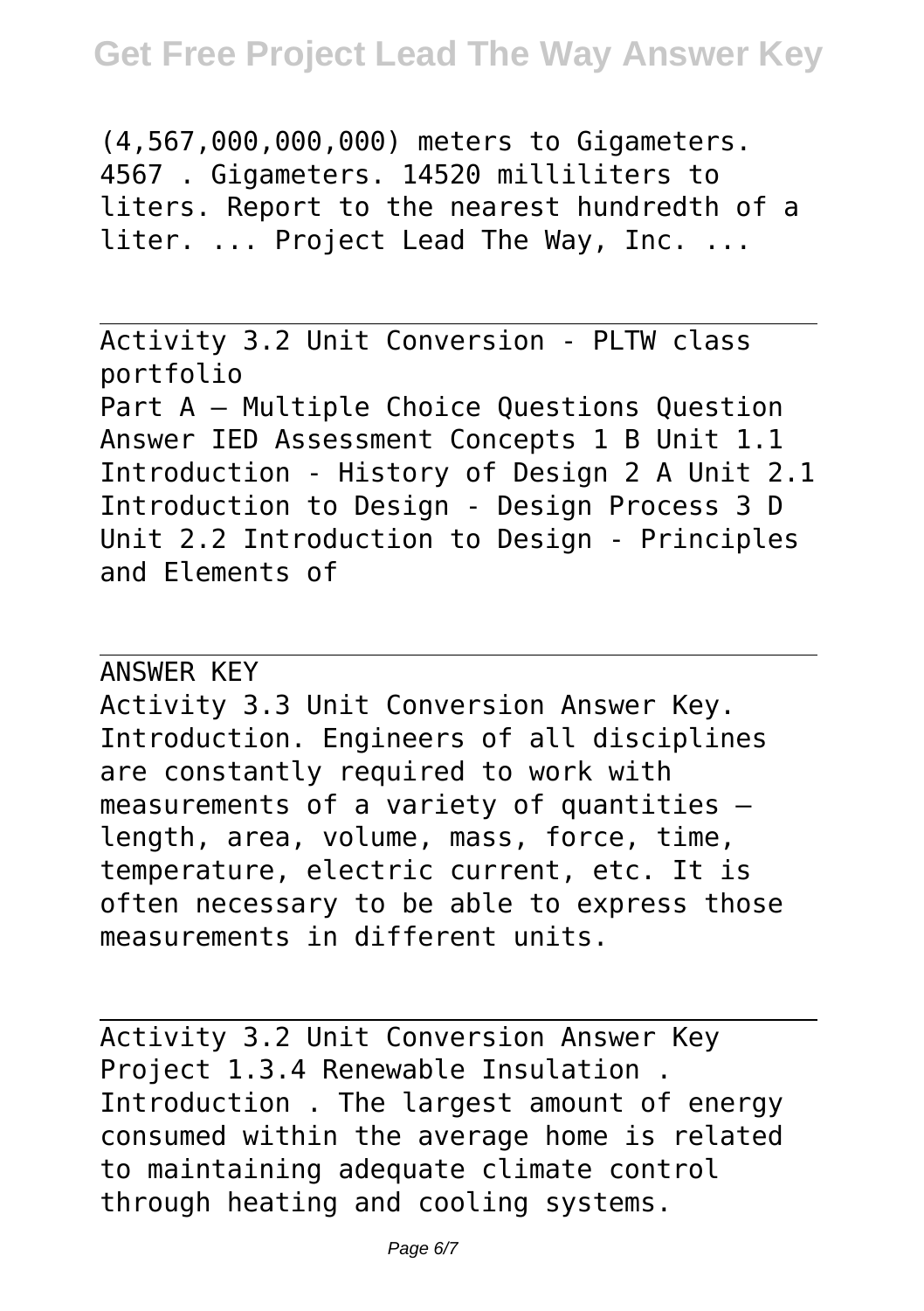(4,567,000,000,000) meters to Gigameters. 4567 . Gigameters. 14520 milliliters to liters. Report to the nearest hundredth of a liter. ... Project Lead The Way, Inc. ...

Activity 3.2 Unit Conversion - PLTW class portfolio

Part A – Multiple Choice Questions Question Answer IED Assessment Concepts 1 B Unit 1.1 Introduction - History of Design 2 A Unit 2.1 Introduction to Design - Design Process 3 D Unit 2.2 Introduction to Design - Principles and Elements of

ANSWER KEY

Activity 3.3 Unit Conversion Answer Key. Introduction. Engineers of all disciplines are constantly required to work with measurements of a variety of quantities – length, area, volume, mass, force, time, temperature, electric current, etc. It is often necessary to be able to express those measurements in different units.

Activity 3.2 Unit Conversion Answer Key

Project 1.3.4 Renewable Insulation . Introduction . The largest amount of energy consumed within the average home is related to maintaining adequate climate control through heating and cooling systems.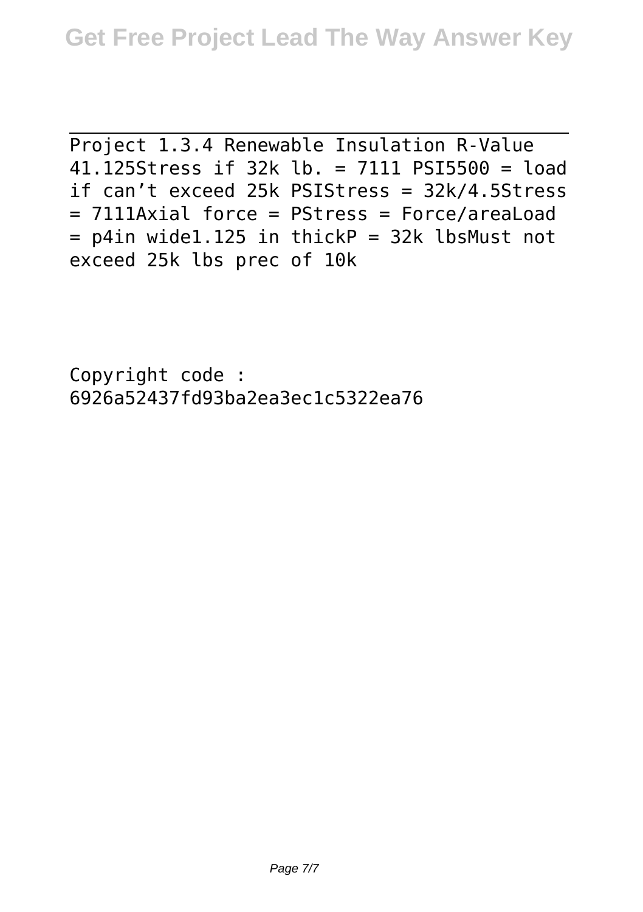Project 1.3.4 Renewable Insulation R-Value 41.125Stress if 32k lb. = 7111 PSI5500 = load if can't exceed 25k PSIStress = 32k/4.5Stress = 7111Axial force = PStress = Force/areaLoad = p4in wide1.125 in thickP = 32k lbsMust not exceed 25k lbs prec of 10k

Copyright code : 6926a52437fd93ba2ea3ec1c5322ea76